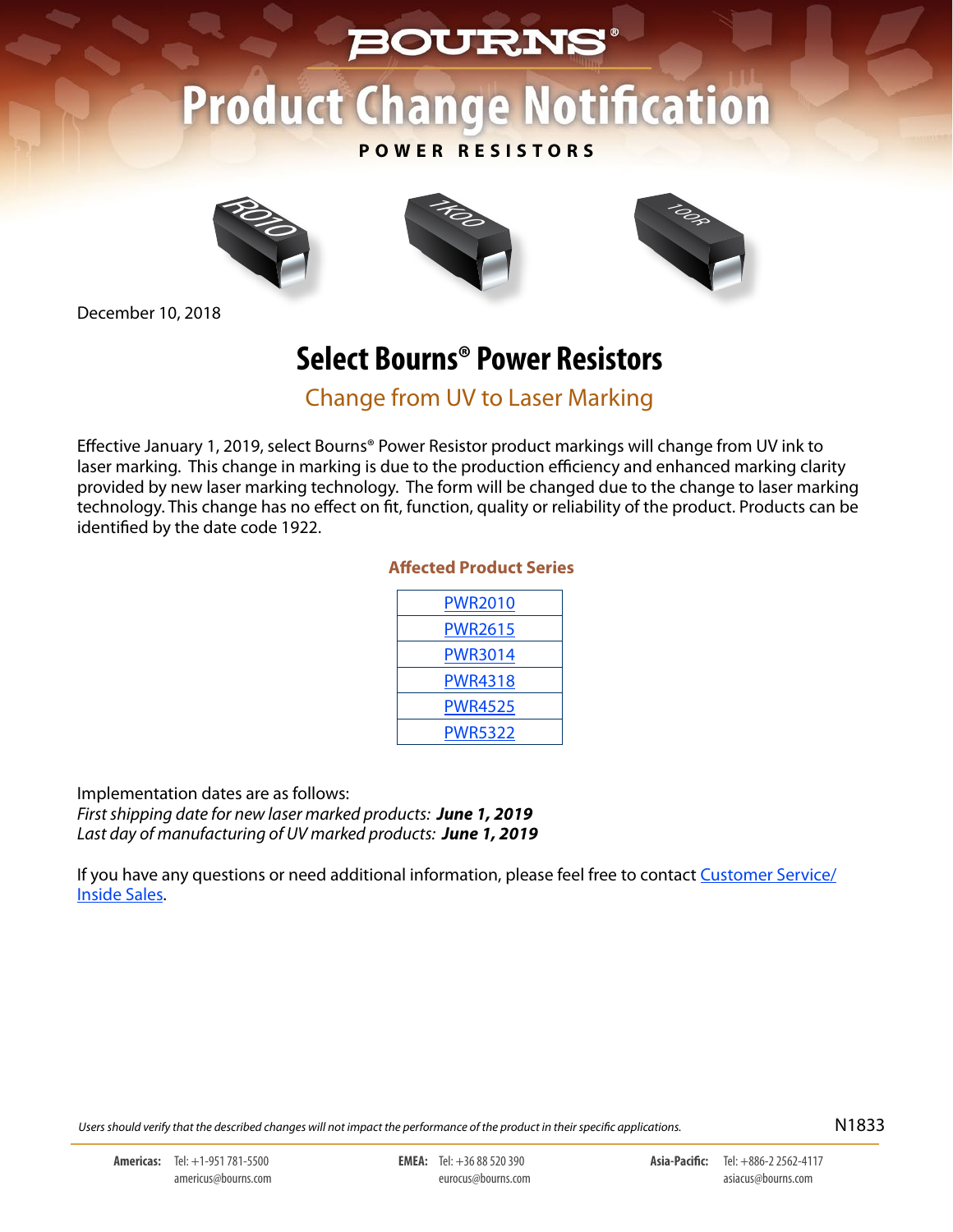BOURNS®

# Product Change Notification

**POWER RESISTORS**

December 10, 2018

## Select Bourns® Power Resistors

### Change from UV to Laser Marking

Effective January 1, 2019, select Bourns® Power Resistor product markings will change from UV ink to laser marking. This change in marking is due to the production efficiency and enhanced marking clarity provided by new laser marking technology. The form will be changed due to the change to laser marking technology. This change has no effect on fit, function, quality or reliability of the product. Products can be identified by the date code 1922.

**Affected Product Series**

| Affected Product Series |
|---|
| PWR2010 |
| PWR2615 |
| PWR3014 |
| PWR4318 |
| PWR4525 |
| PWR5322 |

Implementation dates are as follows:
*First shipping date for new laser marked products:* ***June 1, 2019***
*Last day of manufacturing of UV marked products:* ***June 1, 2019***

If you have any questions or need additional information, please feel free to contact Customer Service/ Inside Sales.

*Users should verify that the described changes will not impact the performance of the product in their specific applications.*

N1833

**Americas:** Tel: +1-951 781-5500 americus@bourns.com

**EMEA:** Tel: +36 88 520 390 eurocus@bourns.com

**Asia-Pacific:** Tel: +886-2 2562-4117 asiacus@bourns.com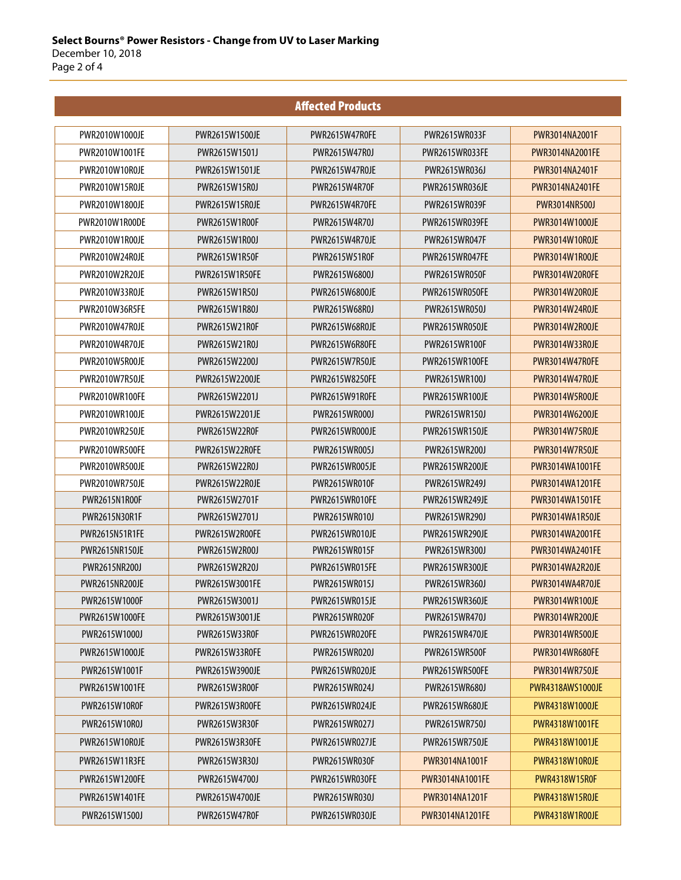## Affected Products

| | | | | |
|---|---|---|---|---|
| PWR2010W1000JE | PWR2615W1500JE | PWR2615W47R0FE | PWR2615WR033F | PWR3014NA2001F |
| PWR2010W1001FE | PWR2615W1501J | PWR2615W47R0J | PWR2615WR033FE | PWR3014NA2001FE |
| PWR2010W10R0JE | PWR2615W1501JE | PWR2615W47R0JE | PWR2615WR036J | PWR3014NA2401F |
| PWR2010W15R0JE | PWR2615W15R0J | PWR2615W4R70F | PWR2615WR036JE | PWR3014NA2401FE |
| PWR2010W1800JE | PWR2615W15R0JE | PWR2615W4R70FE | PWR2615WR039F | PWR3014NR500J |
| PWR2010W1R00DE | PWR2615W1R00F | PWR2615W4R70J | PWR2615WR039FE | PWR3014W1000JE |
| PWR2010W1R00JE | PWR2615W1R00J | PWR2615W4R70JE | PWR2615WR047F | PWR3014W10R0JE |
| PWR2010W24R0JE | PWR2615W1R50F | PWR2615W51R0F | PWR2615WR047FE | PWR3014W1R00JE |
| PWR2010W2R20JE | PWR2615W1R50FE | PWR2615W6800J | PWR2615WR050F | PWR3014W20R0FE |
| PWR2010W33R0JE | PWR2615W1R50J | PWR2615W6800JE | PWR2615WR050FE | PWR3014W20R0JE |
| PWR2010W36R5FE | PWR2615W1R80J | PWR2615W68R0J | PWR2615WR050J | PWR3014W24R0JE |
| PWR2010W47R0JE | PWR2615W21R0F | PWR2615W68R0JE | PWR2615WR050JE | PWR3014W2R00JE |
| PWR2010W4R70JE | PWR2615W21R0J | PWR2615W6R80FE | PWR2615WR100F | PWR3014W33R0JE |
| PWR2010W5R00JE | PWR2615W2200J | PWR2615W7R50JE | PWR2615WR100FE | PWR3014W47R0FE |
| PWR2010W7R50JE | PWR2615W2200JE | PWR2615W8250FE | PWR2615WR100J | PWR3014W47R0JE |
| PWR2010WR100FE | PWR2615W2201J | PWR2615W91R0FE | PWR2615WR100JE | PWR3014W5R00JE |
| PWR2010WR100JE | PWR2615W2201JE | PWR2615WR000J | PWR2615WR150J | PWR3014W6200JE |
| PWR2010WR250JE | PWR2615W22R0F | PWR2615WR000JE | PWR2615WR150JE | PWR3014W75R0JE |
| PWR2010WR500FE | PWR2615W22R0FE | PWR2615WR005J | PWR2615WR200J | PWR3014W7R50JE |
| PWR2010WR500JE | PWR2615W22R0J | PWR2615WR005JE | PWR2615WR200JE | PWR3014WA1001FE |
| PWR2010WR750JE | PWR2615W22R0JE | PWR2615WR010F | PWR2615WR249J | PWR3014WA1201FE |
| PWR2615N1R00F | PWR2615W2701F | PWR2615WR010FE | PWR2615WR249JE | PWR3014WA1501FE |
| PWR2615N30R1F | PWR2615W2701J | PWR2615WR010J | PWR2615WR290J | PWR3014WA1R50JE |
| PWR2615N51R1FE | PWR2615W2R00FE | PWR2615WR010JE | PWR2615WR290JE | PWR3014WA2001FE |
| PWR2615NR150JE | PWR2615W2R00J | PWR2615WR015F | PWR2615WR300J | PWR3014WA2401FE |
| PWR2615NR200J | PWR2615W2R20J | PWR2615WR015FE | PWR2615WR300JE | PWR3014WA2R20JE |
| PWR2615NR200JE | PWR2615W3001FE | PWR2615WR015J | PWR2615WR360J | PWR3014WA4R70JE |
| PWR2615W1000F | PWR2615W3001J | PWR2615WR015JE | PWR2615WR360JE | PWR3014WR100JE |
| PWR2615W1000FE | PWR2615W3001JE | PWR2615WR020F | PWR2615WR470J | PWR3014WR200JE |
| PWR2615W1000J | PWR2615W33R0F | PWR2615WR020FE | PWR2615WR470JE | PWR3014WR500JE |
| PWR2615W1000JE | PWR2615W33R0FE | PWR2615WR020J | PWR2615WR500F | PWR3014WR680FE |
| PWR2615W1001F | PWR2615W3900JE | PWR2615WR020JE | PWR2615WR500FE | PWR3014WR750JE |
| PWR2615W1001FE | PWR2615W3R00F | PWR2615WR024J | PWR2615WR680J | PWR4318AWS1000JE |
| PWR2615W10R0F | PWR2615W3R00FE | PWR2615WR024JE | PWR2615WR680JE | PWR4318W1000JE |
| PWR2615W10R0J | PWR2615W3R30F | PWR2615WR027J | PWR2615WR750J | PWR4318W1001FE |
| PWR2615W10R0JE | PWR2615W3R30FE | PWR2615WR027JE | PWR2615WR750JE | PWR4318W1001JE |
| PWR2615W11R3FE | PWR2615W3R30J | PWR2615WR030F | PWR3014NA1001F | PWR4318W10R0JE |
| PWR2615W1200FE | PWR2615W4700J | PWR2615WR030FE | PWR3014NA1001FE | PWR4318W15R0F |
| PWR2615W1401FE | PWR2615W4700JE | PWR2615WR030J | PWR3014NA1201F | PWR4318W15R0JE |
| PWR2615W1500J | PWR2615W47R0F | PWR2615WR030JE | PWR3014NA1201FE | PWR4318W1R00JE |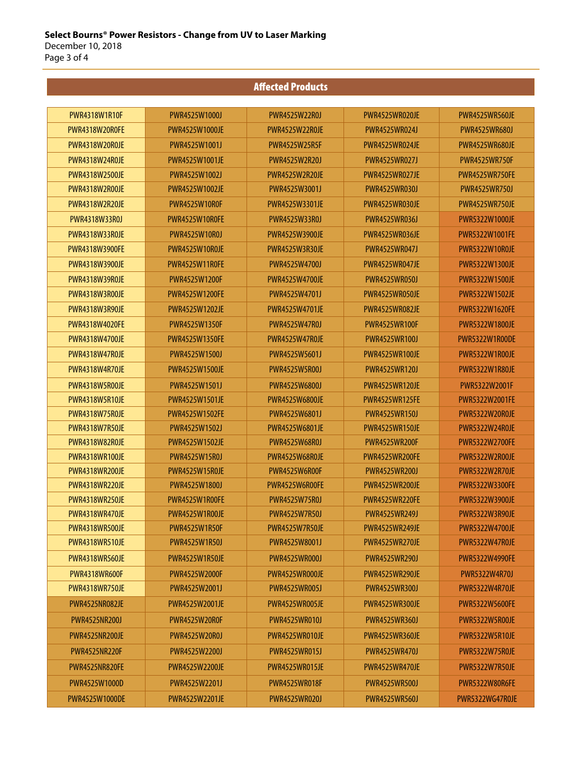## Affected Products

| | | | | |
|---|---|---|---|---|
| PWR4318W1R10F | PWR4525W1000J | PWR4525W22R0J | PWR4525WR020JE | PWR4525WR560JE |
| PWR4318W20R0FE | PWR4525W1000JE | PWR4525W22R0JE | PWR4525WR024J | PWR4525WR680J |
| PWR4318W20R0JE | PWR4525W1001J | PWR4525W25R5F | PWR4525WR024JE | PWR4525WR680JE |
| PWR4318W24R0JE | PWR4525W1001JE | PWR4525W2R20J | PWR4525WR027J | PWR4525WR750F |
| PWR4318W2500JE | PWR4525W1002J | PWR4525W2R20JE | PWR4525WR027JE | PWR4525WR750FE |
| PWR4318W2R00JE | PWR4525W1002JE | PWR4525W3001J | PWR4525WR030J | PWR4525WR750J |
| PWR4318W2R20JE | PWR4525W10R0F | PWR4525W3301JE | PWR4525WR030JE | PWR4525WR750JE |
| PWR4318W33R0J | PWR4525W10R0FE | PWR4525W33R0J | PWR4525WR036J | PWR5322W1000JE |
| PWR4318W33R0JE | PWR4525W10R0J | PWR4525W3900JE | PWR4525WR036JE | PWR5322W1001FE |
| PWR4318W3900FE | PWR4525W10R0JE | PWR4525W3R30JE | PWR4525WR047J | PWR5322W10R0JE |
| PWR4318W3900JE | PWR4525W11R0FE | PWR4525W4700J | PWR4525WR047JE | PWR5322W1300JE |
| PWR4318W39R0JE | PWR4525W1200F | PWR4525W4700JE | PWR4525WR050J | PWR5322W1500JE |
| PWR4318W3R00JE | PWR4525W1200FE | PWR4525W4701J | PWR4525WR050JE | PWR5322W1502JE |
| PWR4318W3R90JE | PWR4525W1202JE | PWR4525W4701JE | PWR4525WR082JE | PWR5322W1620FE |
| PWR4318W4020FE | PWR4525W1350F | PWR4525W47R0J | PWR4525WR100F | PWR5322W1800JE |
| PWR4318W4700JE | PWR4525W1350FE | PWR4525W47R0JE | PWR4525WR100J | PWR5322W1R00DE |
| PWR4318W47R0JE | PWR4525W1500J | PWR4525W5601J | PWR4525WR100JE | PWR5322W1R00JE |
| PWR4318W4R70JE | PWR4525W1500JE | PWR4525W5R00J | PWR4525WR120J | PWR5322W1R80JE |
| PWR4318W5R00JE | PWR4525W1501J | PWR4525W6800J | PWR4525WR120JE | PWR5322W2001F |
| PWR4318W5R10JE | PWR4525W1501JE | PWR4525W6800JE | PWR4525WR125FE | PWR5322W2001FE |
| PWR4318W75R0JE | PWR4525W1502FE | PWR4525W6801J | PWR4525WR150J | PWR5322W20R0JE |
| PWR4318W7R50JE | PWR4525W1502J | PWR4525W6801JE | PWR4525WR150JE | PWR5322W24R0JE |
| PWR4318W82R0JE | PWR4525W1502JE | PWR4525W68R0J | PWR4525WR200F | PWR5322W2700FE |
| PWR4318WR100JE | PWR4525W15R0J | PWR4525W68R0JE | PWR4525WR200FE | PWR5322W2R00JE |
| PWR4318WR200JE | PWR4525W15R0JE | PWR4525W6R00F | PWR4525WR200J | PWR5322W2R70JE |
| PWR4318WR220JE | PWR4525W1800J | PWR4525W6R00FE | PWR4525WR200JE | PWR5322W3300FE |
| PWR4318WR250JE | PWR4525W1R00FE | PWR4525W75R0J | PWR4525WR220FE | PWR5322W3900JE |
| PWR4318WR470JE | PWR4525W1R00JE | PWR4525W7R50J | PWR4525WR249J | PWR5322W3R90JE |
| PWR4318WR500JE | PWR4525W1R50F | PWR4525W7R50JE | PWR4525WR249JE | PWR5322W4700JE |
| PWR4318WR510JE | PWR4525W1R50J | PWR4525W8001J | PWR4525WR270JE | PWR5322W47R0JE |
| PWR4318WR560JE | PWR4525W1R50JE | PWR4525WR000J | PWR4525WR290J | PWR5322W4990FE |
| PWR4318WR600F | PWR4525W2000F | PWR4525WR000JE | PWR4525WR290JE | PWR5322W4R70J |
| PWR4318WR750JE | PWR4525W2001J | PWR4525WR005J | PWR4525WR300J | PWR5322W4R70JE |
| PWR4525NR082JE | PWR4525W2001JE | PWR4525WR005JE | PWR4525WR300JE | PWR5322W5600FE |
| PWR4525NR200J | PWR4525W20R0F | PWR4525WR010J | PWR4525WR360J | PWR5322W5R00JE |
| PWR4525NR200JE | PWR4525W20R0J | PWR4525WR010JE | PWR4525WR360JE | PWR5322W5R10JE |
| PWR4525NR220F | PWR4525W2200J | PWR4525WR015J | PWR4525WR470J | PWR5322W75R0JE |
| PWR4525NR820FE | PWR4525W2200JE | PWR4525WR015JE | PWR4525WR470JE | PWR5322W7R50JE |
| PWR4525W1000D | PWR4525W2201J | PWR4525WR018F | PWR4525WR500J | PWR5322W80R6FE |
| PWR4525W1000DE | PWR4525W2201JE | PWR4525WR020J | PWR4525WR560J | PWR5322WG47R0JE |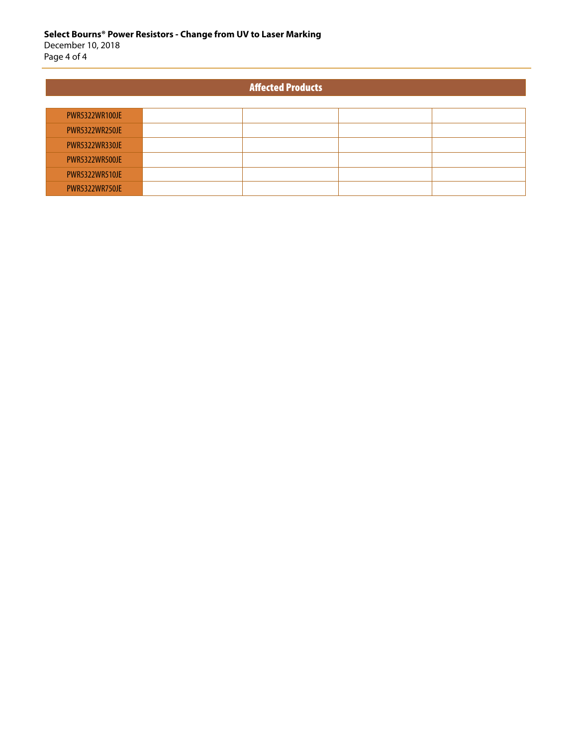## Affected Products

| | | | | |
|---|---|---|---|---|
| PWR5322WR100JE | | | | |
| PWR5322WR250JE | | | | |
| PWR5322WR330JE | | | | |
| PWR5322WR500JE | | | | |
| PWR5322WR510JE | | | | |
| PWR5322WR750JE | | | | |